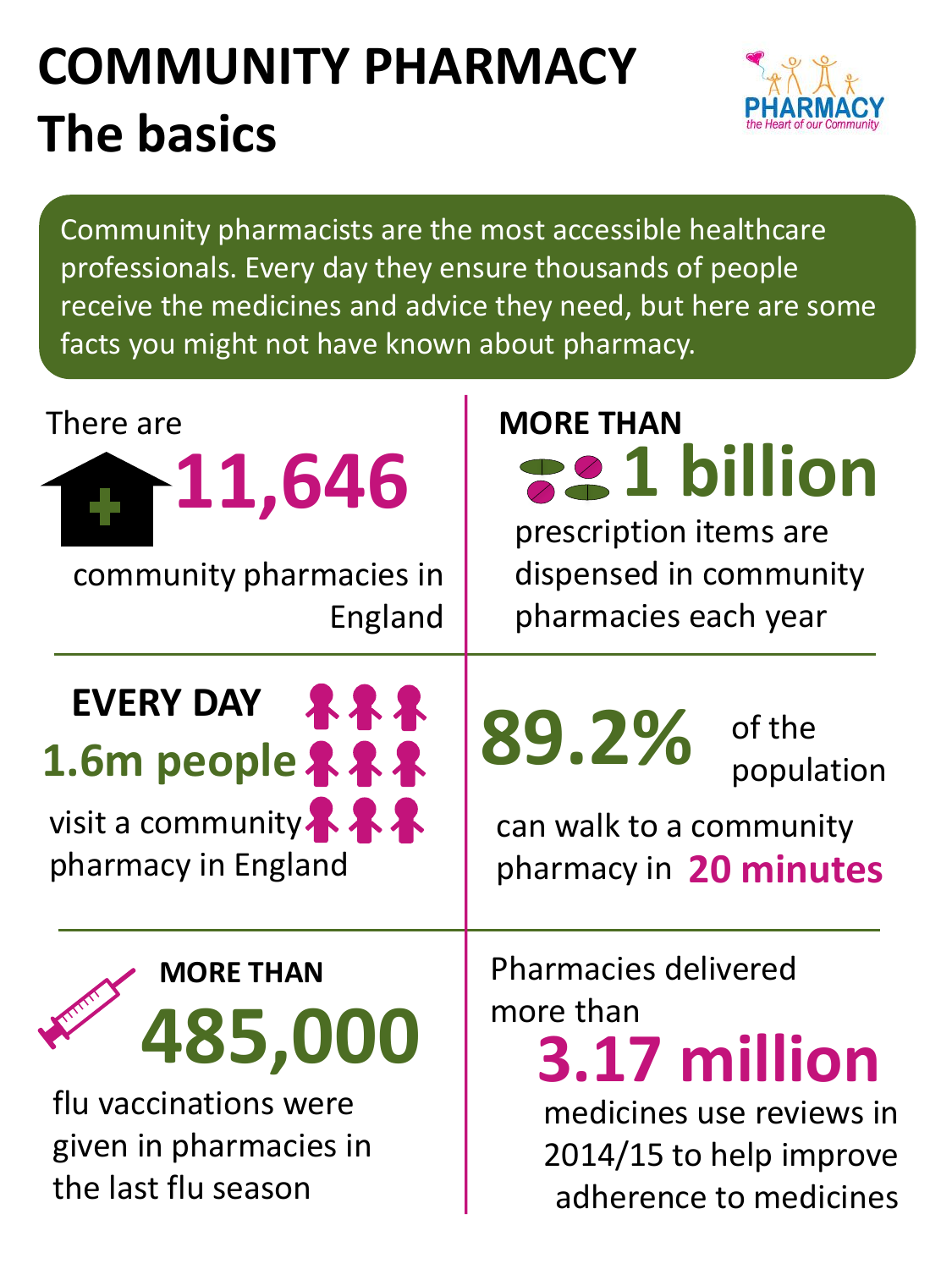# COMMUNITY PHARMACY
# The basics

PHARMACY
*the Heart of our Community*

Community pharmacists are the most accessible healthcare professionals. Every day they ensure thousands of people receive the medicines and advice they need, but here are some facts you might not have known about pharmacy.

There are **11,646** community pharmacies in England

**MORE THAN 1 billion** prescription items are dispensed in community pharmacies each year

**EVERY DAY 1.6m people** visit a community pharmacy in England

**89.2%** of the population can walk to a community pharmacy in **20 minutes**

**MORE THAN 485,000** flu vaccinations were given in pharmacies in the last flu season

Pharmacies delivered more than **3.17 million** medicines use reviews in 2014/15 to help improve adherence to medicines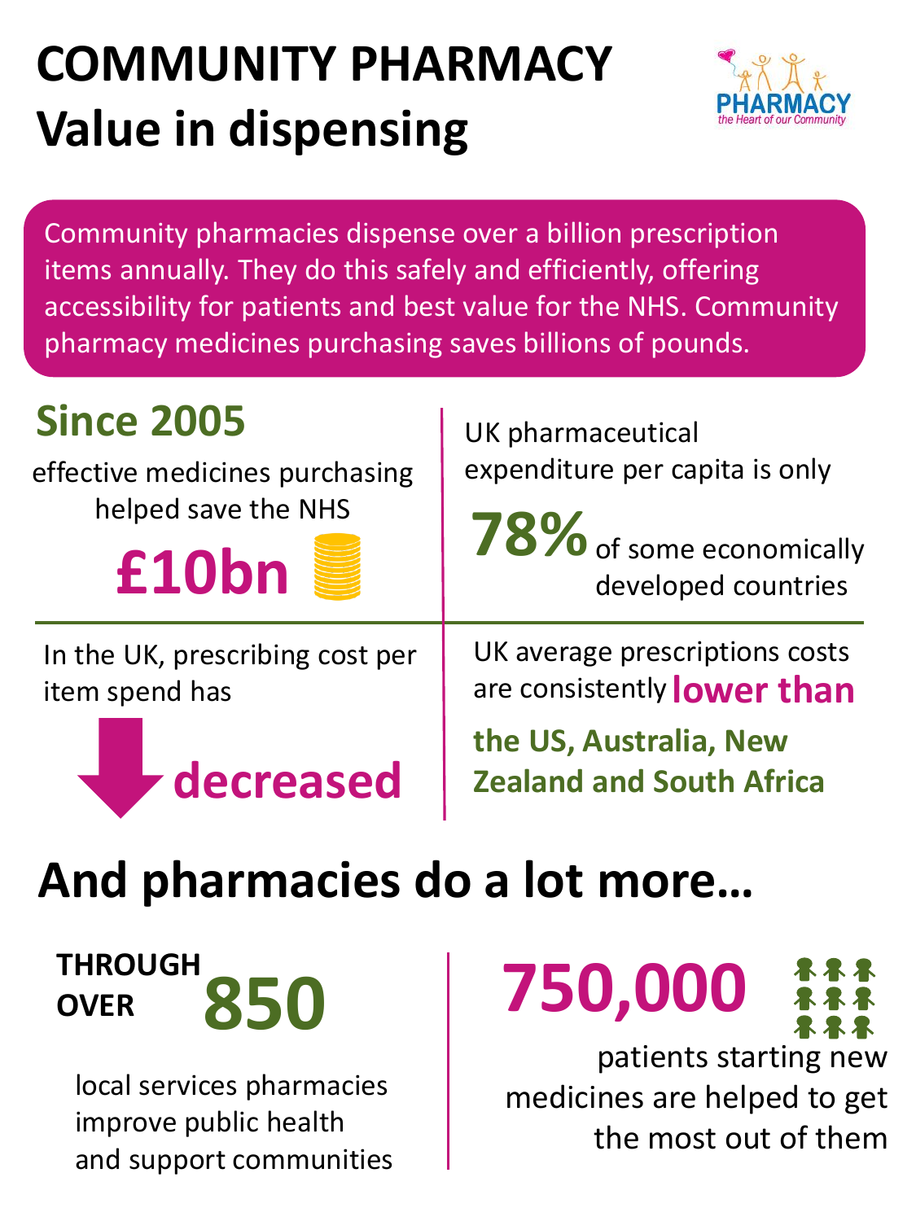# COMMUNITY PHARMACY
# Value in dispensing

PHARMACY
*the Heart of our Community*

Community pharmacies dispense over a billion prescription items annually. They do this safely and efficiently, offering accessibility for patients and best value for the NHS. Community pharmacy medicines purchasing saves billions of pounds.

## Since 2005

effective medicines purchasing helped save the NHS

**£10bn**

UK pharmaceutical expenditure per capita is only **78%** of some economically developed countries

In the UK, prescribing cost per item spend has **decreased**

UK average prescriptions costs are consistently **lower than the US, Australia, New Zealand and South Africa**

## And pharmacies do a lot more…

**THROUGH OVER 850** local services pharmacies improve public health and support communities

**750,000** patients starting new medicines are helped to get the most out of them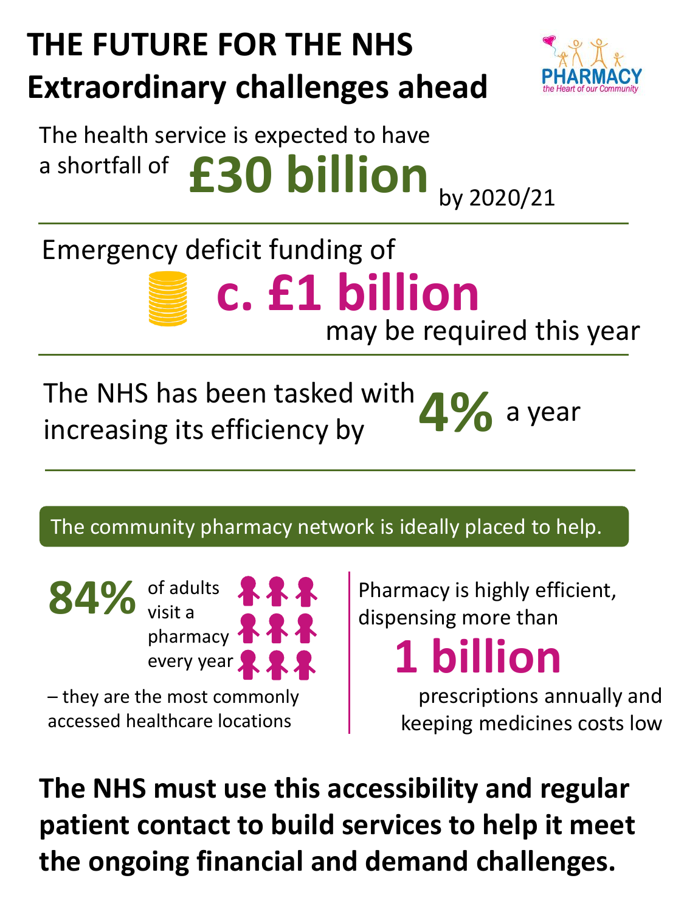# THE FUTURE FOR THE NHS
## Extraordinary challenges ahead

PHARMACY
*the Heart of our Community*

The health service is expected to have a shortfall of **£30 billion** by 2020/21

Emergency deficit funding of **c. £1 billion** may be required this year

The NHS has been tasked with increasing its efficiency by **4%** a year

**The community pharmacy network is ideally placed to help.**

**84%** of adults visit a pharmacy every year – they are the most commonly accessed healthcare locations

Pharmacy is highly efficient, dispensing more than **1 billion** prescriptions annually and keeping medicines costs low

**The NHS must use this accessibility and regular patient contact to build services to help it meet the ongoing financial and demand challenges.**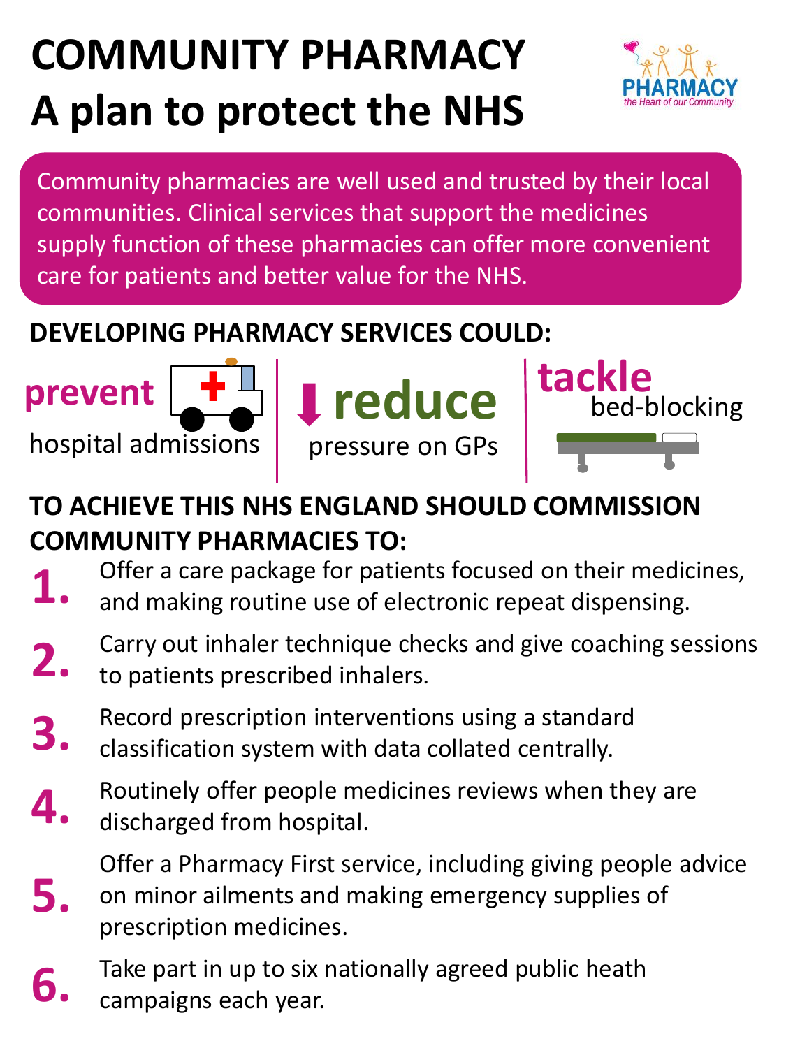# COMMUNITY PHARMACY
# A plan to protect the NHS

PHARMACY
the Heart of our Community

Community pharmacies are well used and trusted by their local communities. Clinical services that support the medicines supply function of these pharmacies can offer more convenient care for patients and better value for the NHS.

## DEVELOPING PHARMACY SERVICES COULD:

**prevent** hospital admissions

**reduce** pressure on GPs

**tackle** bed-blocking

## TO ACHIEVE THIS NHS ENGLAND SHOULD COMMISSION COMMUNITY PHARMACIES TO:

1. Offer a care package for patients focused on their medicines, and making routine use of electronic repeat dispensing.
2. Carry out inhaler technique checks and give coaching sessions to patients prescribed inhalers.
3. Record prescription interventions using a standard classification system with data collated centrally.
4. Routinely offer people medicines reviews when they are discharged from hospital.
5. Offer a Pharmacy First service, including giving people advice on minor ailments and making emergency supplies of prescription medicines.
6. Take part in up to six nationally agreed public heath campaigns each year.